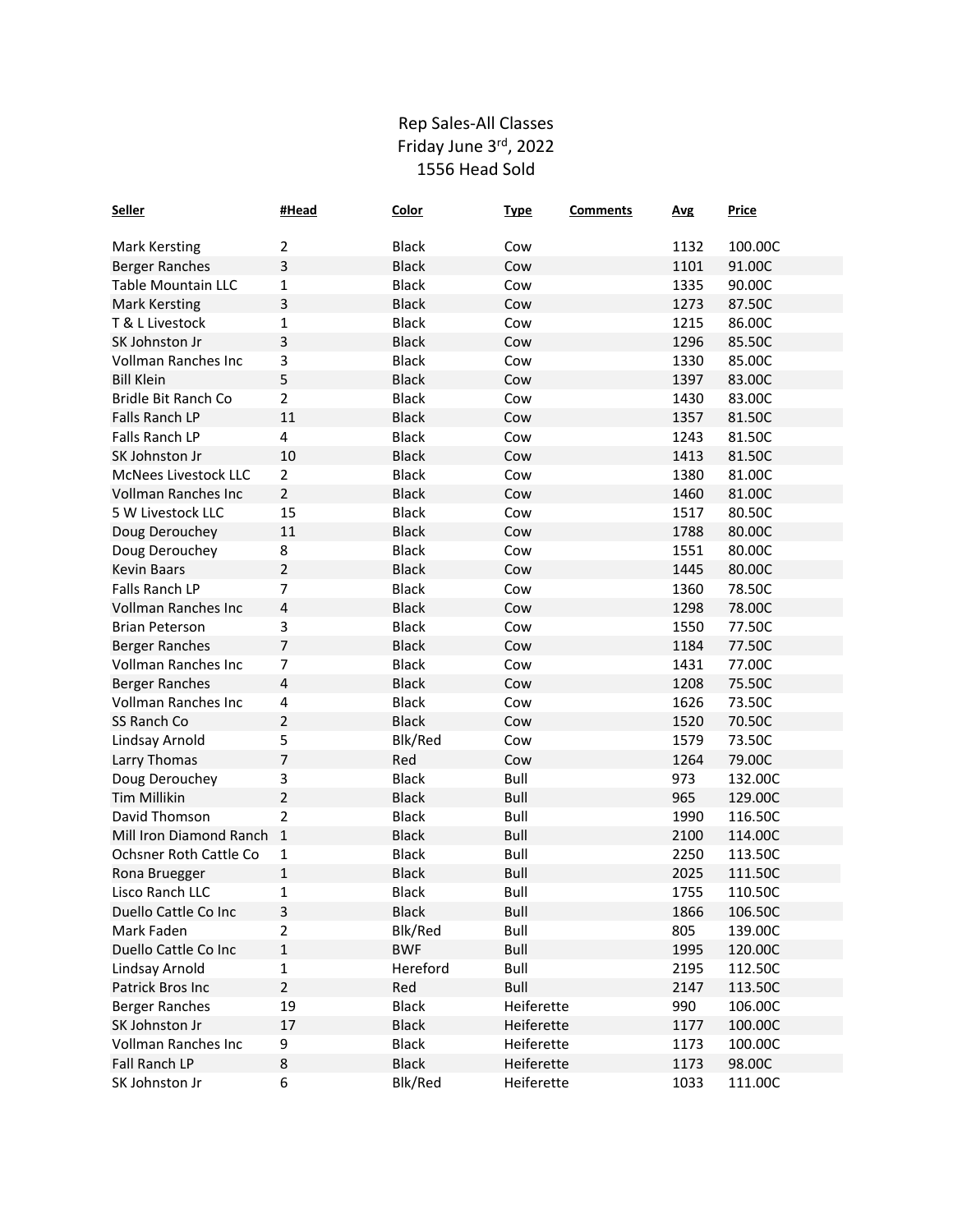# Rep Sales-All Classes
## Friday June 3rd, 2022
## 1556 Head Sold

| Seller | #Head | Color | Type | Comments | Avg | Price |
|---|---|---|---|---|---|---|
| Mark Kersting | 2 | Black | Cow | | 1132 | 100.00C |
| Berger Ranches | 3 | Black | Cow | | 1101 | 91.00C |
| Table Mountain LLC | 1 | Black | Cow | | 1335 | 90.00C |
| Mark Kersting | 3 | Black | Cow | | 1273 | 87.50C |
| T & L Livestock | 1 | Black | Cow | | 1215 | 86.00C |
| SK Johnston Jr | 3 | Black | Cow | | 1296 | 85.50C |
| Vollman Ranches Inc | 3 | Black | Cow | | 1330 | 85.00C |
| Bill Klein | 5 | Black | Cow | | 1397 | 83.00C |
| Bridle Bit Ranch Co | 2 | Black | Cow | | 1430 | 83.00C |
| Falls Ranch LP | 11 | Black | Cow | | 1357 | 81.50C |
| Falls Ranch LP | 4 | Black | Cow | | 1243 | 81.50C |
| SK Johnston Jr | 10 | Black | Cow | | 1413 | 81.50C |
| McNees Livestock LLC | 2 | Black | Cow | | 1380 | 81.00C |
| Vollman Ranches Inc | 2 | Black | Cow | | 1460 | 81.00C |
| 5 W Livestock LLC | 15 | Black | Cow | | 1517 | 80.50C |
| Doug Derouchey | 11 | Black | Cow | | 1788 | 80.00C |
| Doug Derouchey | 8 | Black | Cow | | 1551 | 80.00C |
| Kevin Baars | 2 | Black | Cow | | 1445 | 80.00C |
| Falls Ranch LP | 7 | Black | Cow | | 1360 | 78.50C |
| Vollman Ranches Inc | 4 | Black | Cow | | 1298 | 78.00C |
| Brian Peterson | 3 | Black | Cow | | 1550 | 77.50C |
| Berger Ranches | 7 | Black | Cow | | 1184 | 77.50C |
| Vollman Ranches Inc | 7 | Black | Cow | | 1431 | 77.00C |
| Berger Ranches | 4 | Black | Cow | | 1208 | 75.50C |
| Vollman Ranches Inc | 4 | Black | Cow | | 1626 | 73.50C |
| SS Ranch Co | 2 | Black | Cow | | 1520 | 70.50C |
| Lindsay Arnold | 5 | Blk/Red | Cow | | 1579 | 73.50C |
| Larry Thomas | 7 | Red | Cow | | 1264 | 79.00C |
| Doug Derouchey | 3 | Black | Bull | | 973 | 132.00C |
| Tim Millikin | 2 | Black | Bull | | 965 | 129.00C |
| David Thomson | 2 | Black | Bull | | 1990 | 116.50C |
| Mill Iron Diamond Ranch | 1 | Black | Bull | | 2100 | 114.00C |
| Ochsner Roth Cattle Co | 1 | Black | Bull | | 2250 | 113.50C |
| Rona Bruegger | 1 | Black | Bull | | 2025 | 111.50C |
| Lisco Ranch LLC | 1 | Black | Bull | | 1755 | 110.50C |
| Duello Cattle Co Inc | 3 | Black | Bull | | 1866 | 106.50C |
| Mark Faden | 2 | Blk/Red | Bull | | 805 | 139.00C |
| Duello Cattle Co Inc | 1 | BWF | Bull | | 1995 | 120.00C |
| Lindsay Arnold | 1 | Hereford | Bull | | 2195 | 112.50C |
| Patrick Bros Inc | 2 | Red | Bull | | 2147 | 113.50C |
| Berger Ranches | 19 | Black | Heiferette | | 990 | 106.00C |
| SK Johnston Jr | 17 | Black | Heiferette | | 1177 | 100.00C |
| Vollman Ranches Inc | 9 | Black | Heiferette | | 1173 | 100.00C |
| Fall Ranch LP | 8 | Black | Heiferette | | 1173 | 98.00C |
| SK Johnston Jr | 6 | Blk/Red | Heiferette | | 1033 | 111.00C |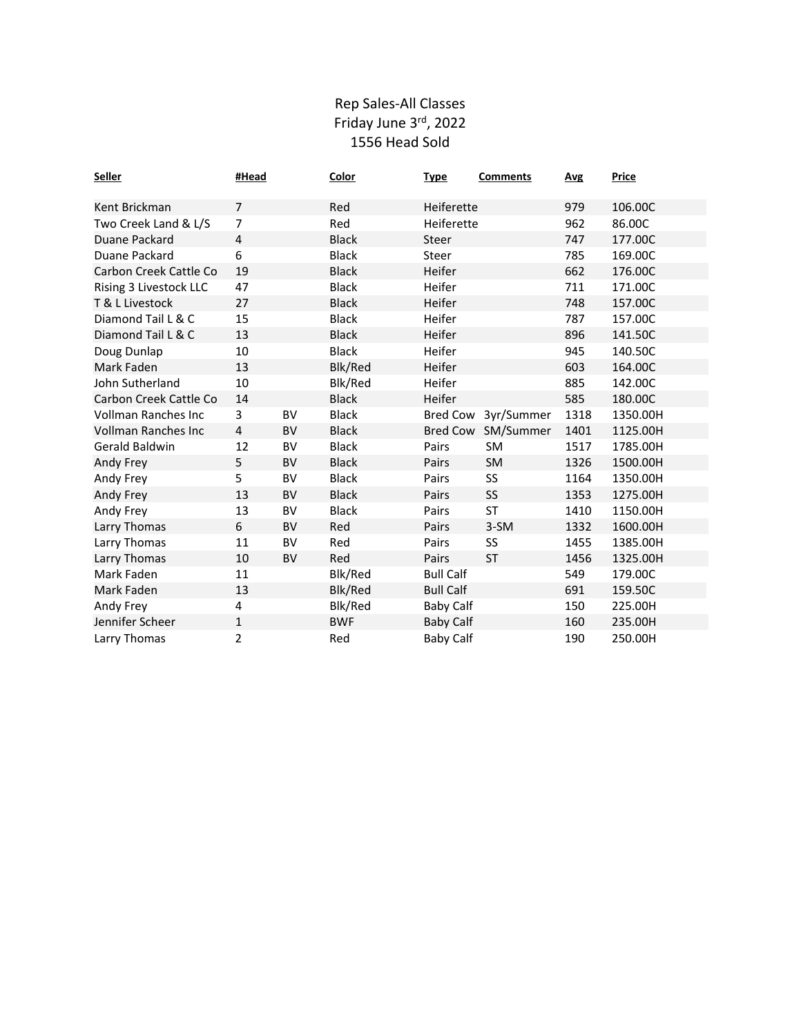Rep Sales-All Classes

Friday June 3rd, 2022

1556 Head Sold

| Seller | #Head | | Color | Type | Comments | Avg | Price |
|---|---|---|---|---|---|---|---|
| Kent Brickman | 7 | | Red | Heiferette | | 979 | 106.00C |
| Two Creek Land & L/S | 7 | | Red | Heiferette | | 962 | 86.00C |
| Duane Packard | 4 | | Black | Steer | | 747 | 177.00C |
| Duane Packard | 6 | | Black | Steer | | 785 | 169.00C |
| Carbon Creek Cattle Co | 19 | | Black | Heifer | | 662 | 176.00C |
| Rising 3 Livestock LLC | 47 | | Black | Heifer | | 711 | 171.00C |
| T & L Livestock | 27 | | Black | Heifer | | 748 | 157.00C |
| Diamond Tail L & C | 15 | | Black | Heifer | | 787 | 157.00C |
| Diamond Tail L & C | 13 | | Black | Heifer | | 896 | 141.50C |
| Doug Dunlap | 10 | | Black | Heifer | | 945 | 140.50C |
| Mark Faden | 13 | | Blk/Red | Heifer | | 603 | 164.00C |
| John Sutherland | 10 | | Blk/Red | Heifer | | 885 | 142.00C |
| Carbon Creek Cattle Co | 14 | | Black | Heifer | | 585 | 180.00C |
| Vollman Ranches Inc | 3 | BV | Black | Bred Cow | 3yr/Summer | 1318 | 1350.00H |
| Vollman Ranches Inc | 4 | BV | Black | Bred Cow | SM/Summer | 1401 | 1125.00H |
| Gerald Baldwin | 12 | BV | Black | Pairs | SM | 1517 | 1785.00H |
| Andy Frey | 5 | BV | Black | Pairs | SM | 1326 | 1500.00H |
| Andy Frey | 5 | BV | Black | Pairs | SS | 1164 | 1350.00H |
| Andy Frey | 13 | BV | Black | Pairs | SS | 1353 | 1275.00H |
| Andy Frey | 13 | BV | Black | Pairs | ST | 1410 | 1150.00H |
| Larry Thomas | 6 | BV | Red | Pairs | 3-SM | 1332 | 1600.00H |
| Larry Thomas | 11 | BV | Red | Pairs | SS | 1455 | 1385.00H |
| Larry Thomas | 10 | BV | Red | Pairs | ST | 1456 | 1325.00H |
| Mark Faden | 11 | | Blk/Red | Bull Calf | | 549 | 179.00C |
| Mark Faden | 13 | | Blk/Red | Bull Calf | | 691 | 159.50C |
| Andy Frey | 4 | | Blk/Red | Baby Calf | | 150 | 225.00H |
| Jennifer Scheer | 1 | | BWF | Baby Calf | | 160 | 235.00H |
| Larry Thomas | 2 | | Red | Baby Calf | | 190 | 250.00H |